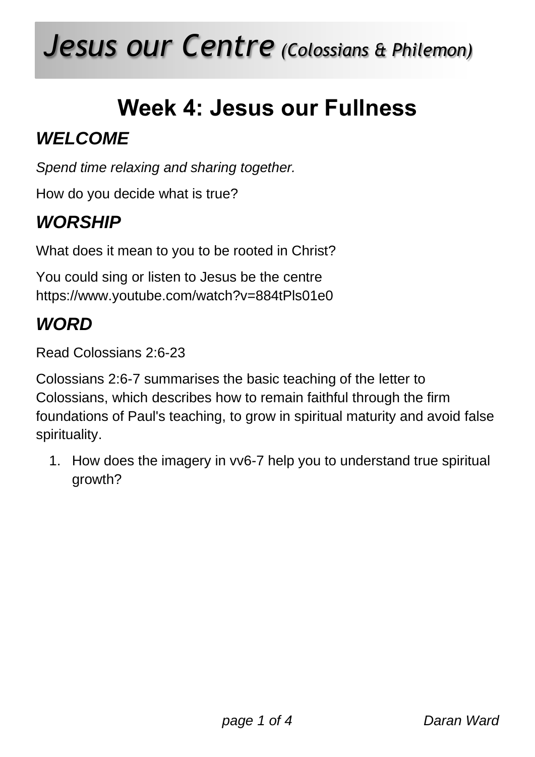# *Jesus our Centre* *(Colossians & Philemon)*

## Week 4: Jesus our Fullness

### *WELCOME*

*Spend time relaxing and sharing together.*

How do you decide what is true?

### *WORSHIP*

What does it mean to you to be rooted in Christ?

You could sing or listen to Jesus be the centre
https://www.youtube.com/watch?v=884tPls01e0

### *WORD*

Read Colossians 2:6-23

Colossians 2:6-7 summarises the basic teaching of the letter to Colossians, which describes how to remain faithful through the firm foundations of Paul's teaching, to grow in spiritual maturity and avoid false spirituality.

1. How does the imagery in vv6-7 help you to understand true spiritual growth?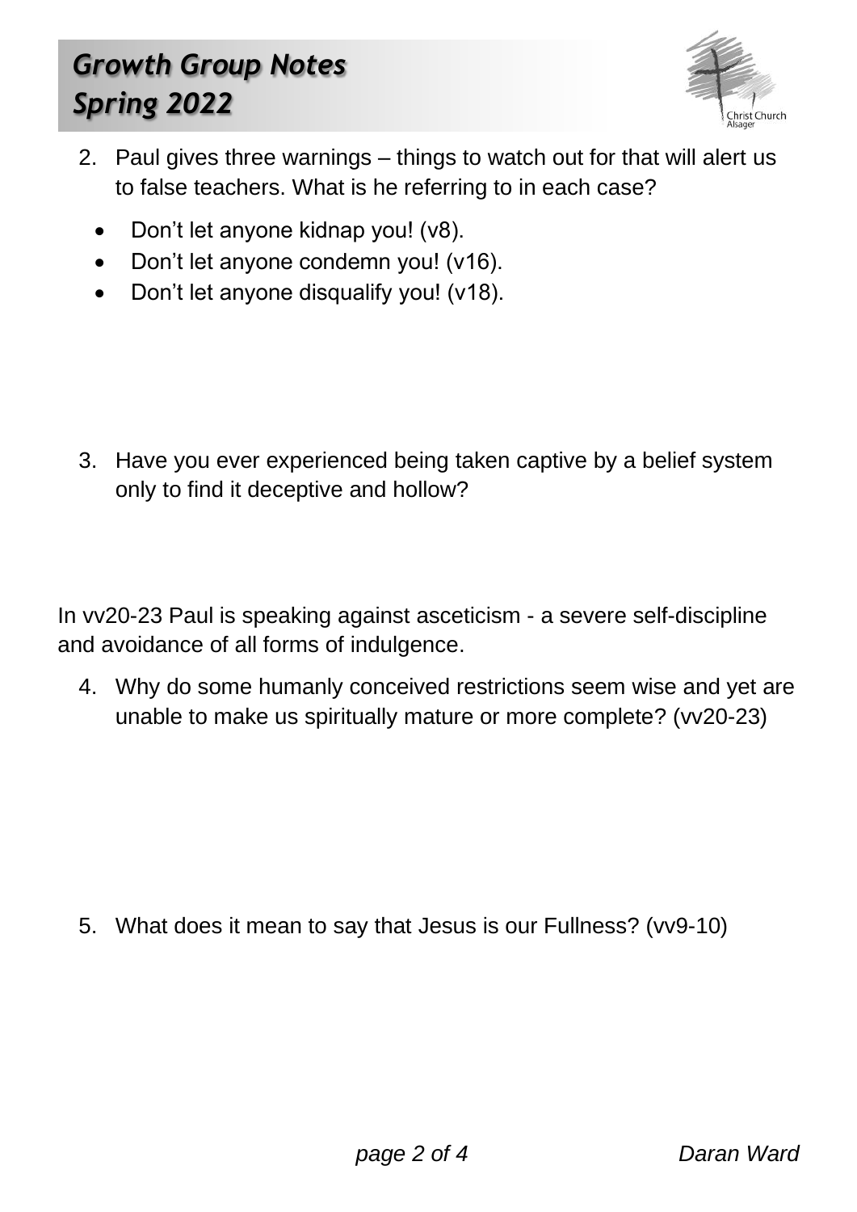2. Paul gives three warnings – things to watch out for that will alert us to false teachers. What is he referring to in each case?

   - Don't let anyone kidnap you! (v8).
   - Don't let anyone condemn you! (v16).
   - Don't let anyone disqualify you! (v18).

3. Have you ever experienced being taken captive by a belief system only to find it deceptive and hollow?

In vv20-23 Paul is speaking against asceticism - a severe self-discipline and avoidance of all forms of indulgence.

4. Why do some humanly conceived restrictions seem wise and yet are unable to make us spiritually mature or more complete? (vv20-23)

5. What does it mean to say that Jesus is our Fullness? (vv9-10)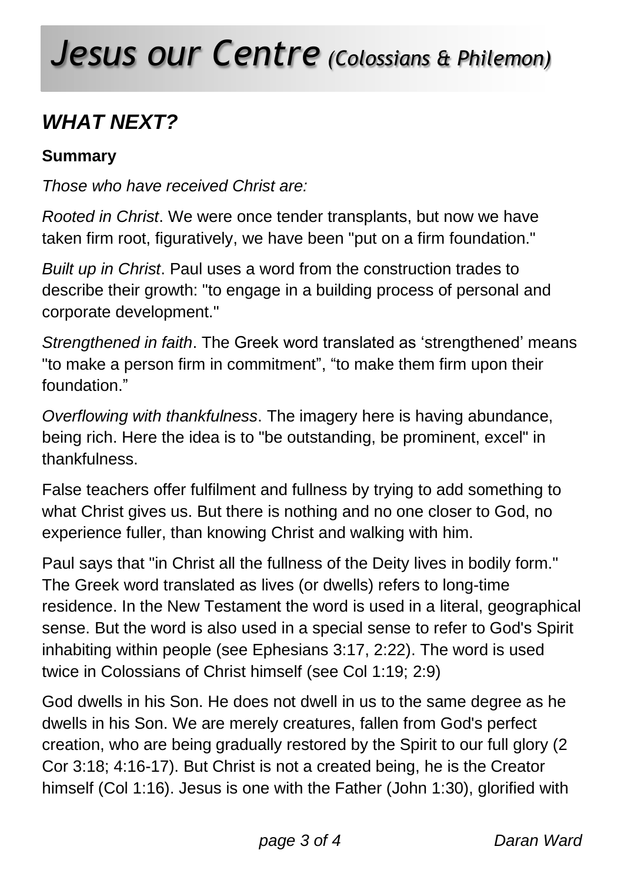# *Jesus our Centre* *(Colossians & Philemon)*

## *WHAT NEXT?*

**Summary**

*Those who have received Christ are:*

*Rooted in Christ*. We were once tender transplants, but now we have taken firm root, figuratively, we have been "put on a firm foundation."

*Built up in Christ*. Paul uses a word from the construction trades to describe their growth: "to engage in a building process of personal and corporate development."

*Strengthened in faith*. The Greek word translated as 'strengthened' means "to make a person firm in commitment", "to make them firm upon their foundation."

*Overflowing with thankfulness*. The imagery here is having abundance, being rich. Here the idea is to "be outstanding, be prominent, excel" in thankfulness.

False teachers offer fulfilment and fullness by trying to add something to what Christ gives us. But there is nothing and no one closer to God, no experience fuller, than knowing Christ and walking with him.

Paul says that "in Christ all the fullness of the Deity lives in bodily form." The Greek word translated as lives (or dwells) refers to long-time residence. In the New Testament the word is used in a literal, geographical sense. But the word is also used in a special sense to refer to God's Spirit inhabiting within people (see Ephesians 3:17, 2:22). The word is used twice in Colossians of Christ himself (see Col 1:19; 2:9)

God dwells in his Son. He does not dwell in us to the same degree as he dwells in his Son. We are merely creatures, fallen from God's perfect creation, who are being gradually restored by the Spirit to our full glory (2 Cor 3:18; 4:16-17). But Christ is not a created being, he is the Creator himself (Col 1:16). Jesus is one with the Father (John 1:30), glorified with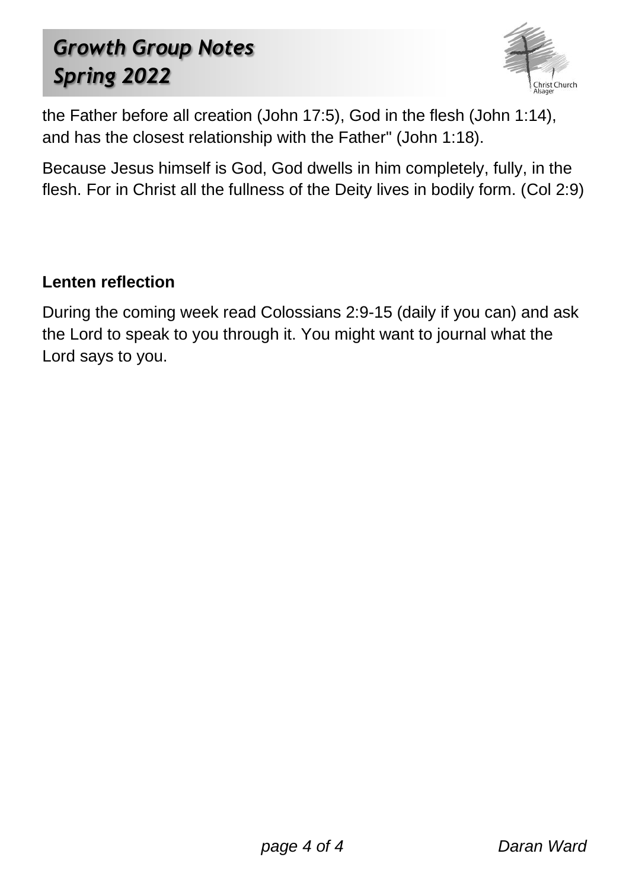the Father before all creation (John 17:5), God in the flesh (John 1:14), and has the closest relationship with the Father" (John 1:18).

Because Jesus himself is God, God dwells in him completely, fully, in the flesh. For in Christ all the fullness of the Deity lives in bodily form. (Col 2:9)

**Lenten reflection**

During the coming week read Colossians 2:9-15 (daily if you can) and ask the Lord to speak to you through it. You might want to journal what the Lord says to you.